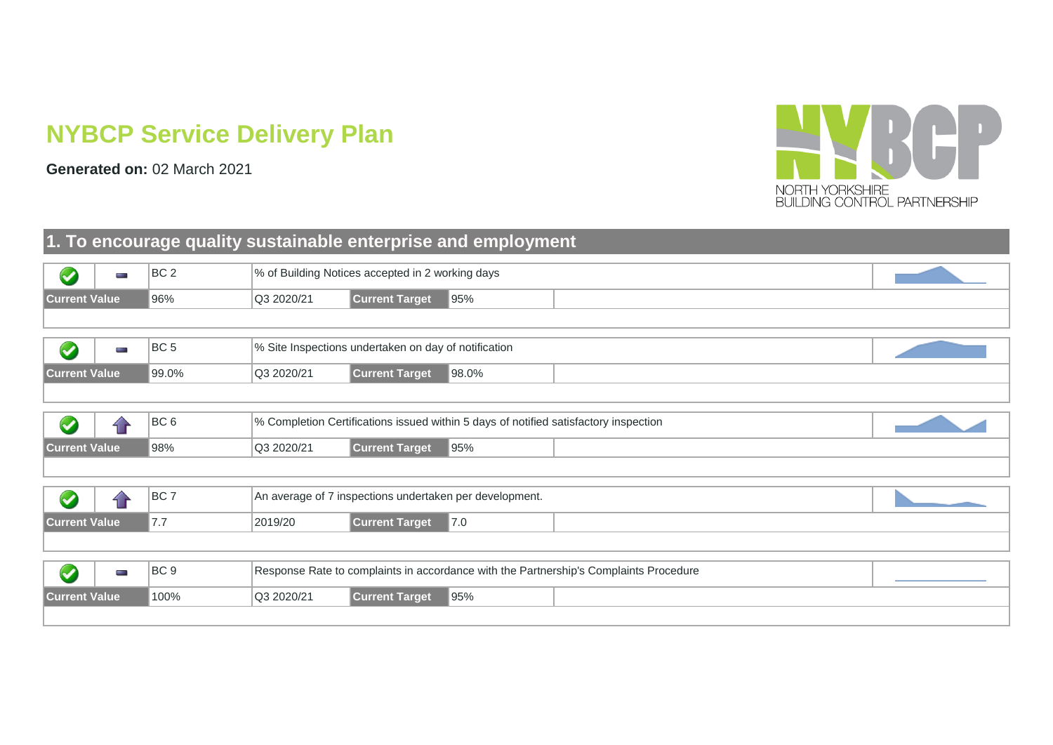# NYBCP Service Delivery Plan

**Generated on:** 02 March 2021

NORTH YORKSHIRE
BUILDING CONTROL PARTNERSHIP

## 1. To encourage quality sustainable enterprise and employment

| | | | | | |
|---|---|---|---|---|---|
| | | BC 2 | % of Building Notices accepted in 2 working days | | |
| Current Value | | 96% | Q3 2020/21 | Current Target | 95% |

| | | | | | |
|---|---|---|---|---|---|
| | | BC 5 | % Site Inspections undertaken on day of notification | | |
| Current Value | | 99.0% | Q3 2020/21 | Current Target | 98.0% |

| | | | | | |
|---|---|---|---|---|---|
| | | BC 6 | % Completion Certifications issued within 5 days of notified satisfactory inspection | | |
| Current Value | | 98% | Q3 2020/21 | Current Target | 95% |

| | | | | | |
|---|---|---|---|---|---|
| | | BC 7 | An average of 7 inspections undertaken per development. | | |
| Current Value | | 7.7 | 2019/20 | Current Target | 7.0 |

| | | | | | |
|---|---|---|---|---|---|
| | | BC 9 | Response Rate to complaints in accordance with the Partnership's Complaints Procedure | | |
| Current Value | | 100% | Q3 2020/21 | Current Target | 95% |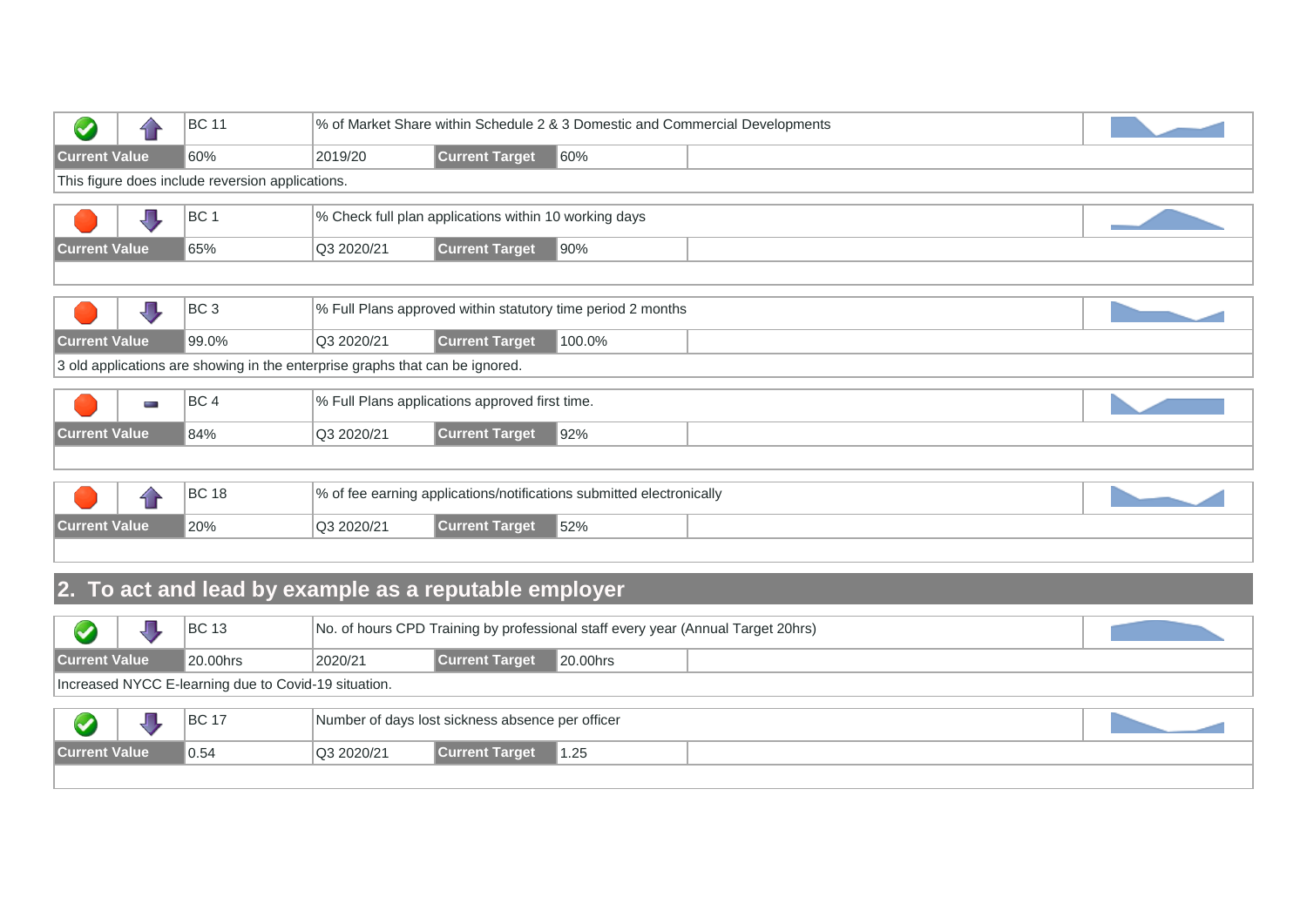| | | | | | |
|---|---|---|---|---|---|
| | | BC 11 | % of Market Share within Schedule 2 & 3 Domestic and Commercial Developments | | |
| **Current Value** | 60% | 2019/20 | **Current Target** | 60% | |
| This figure does include reversion applications. | | | | | |

| | | | | | |
|---|---|---|---|---|---|
| | | BC 1 | % Check full plan applications within 10 working days | | |
| **Current Value** | 65% | Q3 2020/21 | **Current Target** | 90% | |

| | | | | | |
|---|---|---|---|---|---|
| | | BC 3 | % Full Plans approved within statutory time period 2 months | | |
| **Current Value** | 99.0% | Q3 2020/21 | **Current Target** | 100.0% | |
| 3 old applications are showing in the enterprise graphs that can be ignored. | | | | | |

| | | | | | |
|---|---|---|---|---|---|
| | | BC 4 | % Full Plans applications approved first time. | | |
| **Current Value** | 84% | Q3 2020/21 | **Current Target** | 92% | |

| | | | | | |
|---|---|---|---|---|---|
| | | BC 18 | % of fee earning applications/notifications submitted electronically | | |
| **Current Value** | 20% | Q3 2020/21 | **Current Target** | 52% | |

## 2. To act and lead by example as a reputable employer

| | | | | | |
|---|---|---|---|---|---|
| | | BC 13 | No. of hours CPD Training by professional staff every year (Annual Target 20hrs) | | |
| **Current Value** | 20.00hrs | 2020/21 | **Current Target** | 20.00hrs | |
| Increased NYCC E-learning due to Covid-19 situation. | | | | | |

| | | | | | |
|---|---|---|---|---|---|
| | | BC 17 | Number of days lost sickness absence per officer | | |
| **Current Value** | 0.54 | Q3 2020/21 | **Current Target** | 1.25 | |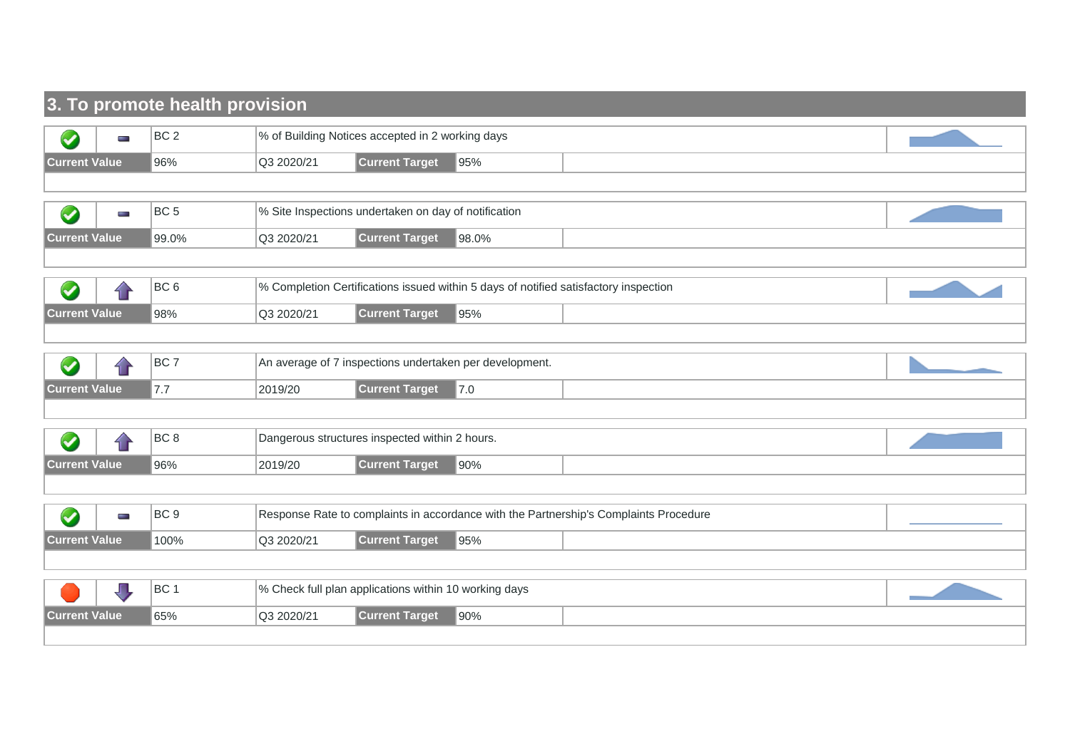## 3. To promote health provision

| | | | | | |
|---|---|---|---|---|---|
| | | BC 2 | % of Building Notices accepted in 2 working days | | |
| Current Value | 96% | Q3 2020/21 | Current Target | 95% | |

| | | | | | |
|---|---|---|---|---|---|
| | | BC 5 | % Site Inspections undertaken on day of notification | | |
| Current Value | 99.0% | Q3 2020/21 | Current Target | 98.0% | |

| | | | | | |
|---|---|---|---|---|---|
| | | BC 6 | % Completion Certifications issued within 5 days of notified satisfactory inspection | | |
| Current Value | 98% | Q3 2020/21 | Current Target | 95% | |

| | | | | | |
|---|---|---|---|---|---|
| | | BC 7 | An average of 7 inspections undertaken per development. | | |
| Current Value | 7.7 | 2019/20 | Current Target | 7.0 | |

| | | | | | |
|---|---|---|---|---|---|
| | | BC 8 | Dangerous structures inspected within 2 hours. | | |
| Current Value | 96% | 2019/20 | Current Target | 90% | |

| | | | | | |
|---|---|---|---|---|---|
| | | BC 9 | Response Rate to complaints in accordance with the Partnership's Complaints Procedure | | |
| Current Value | 100% | Q3 2020/21 | Current Target | 95% | |

| | | | | | |
|---|---|---|---|---|---|
| | | BC 1 | % Check full plan applications within 10 working days | | |
| Current Value | 65% | Q3 2020/21 | Current Target | 90% | |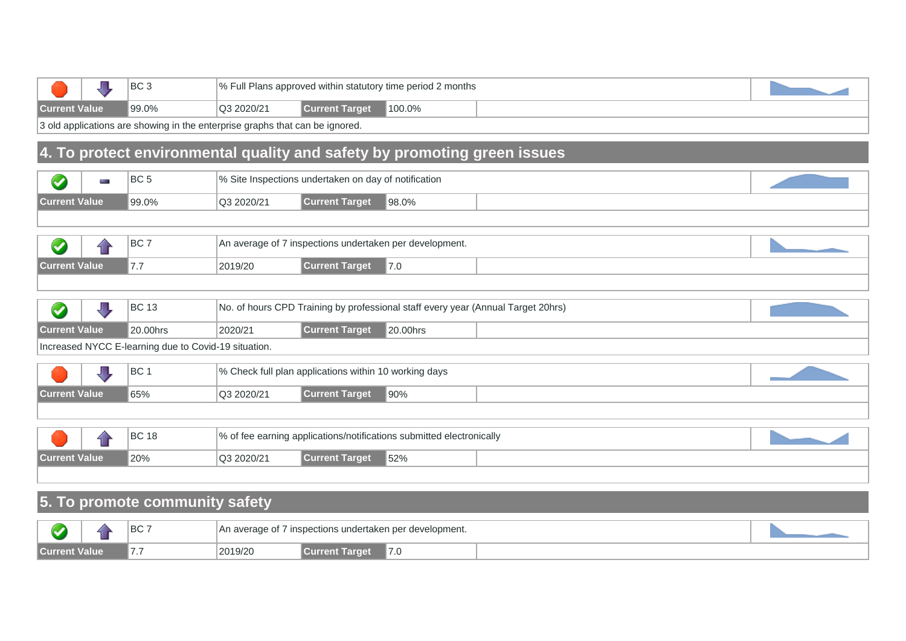| | | | | | |
|---|---|---|---|---|---|
| | | BC 3 | % Full Plans approved within statutory time period 2 months | | |
| Current Value | 99.0% | Q3 2020/21 | Current Target | 100.0% | |

3 old applications are showing in the enterprise graphs that can be ignored.

## 4. To protect environmental quality and safety by promoting green issues

| | | | | | |
|---|---|---|---|---|---|
| | | BC 5 | % Site Inspections undertaken on day of notification | | |
| Current Value | 99.0% | Q3 2020/21 | Current Target | 98.0% | |

| | | | | | |
|---|---|---|---|---|---|
| | | BC 7 | An average of 7 inspections undertaken per development. | | |
| Current Value | 7.7 | 2019/20 | Current Target | 7.0 | |

| | | | | | |
|---|---|---|---|---|---|
| | | BC 13 | No. of hours CPD Training by professional staff every year (Annual Target 20hrs) | | |
| Current Value | 20.00hrs | 2020/21 | Current Target | 20.00hrs | |

Increased NYCC E-learning due to Covid-19 situation.

| | | | | | |
|---|---|---|---|---|---|
| | | BC 1 | % Check full plan applications within 10 working days | | |
| Current Value | 65% | Q3 2020/21 | Current Target | 90% | |

| | | | | | |
|---|---|---|---|---|---|
| | | BC 18 | % of fee earning applications/notifications submitted electronically | | |
| Current Value | 20% | Q3 2020/21 | Current Target | 52% | |

## 5. To promote community safety

| | | | | | |
|---|---|---|---|---|---|
| | | BC 7 | An average of 7 inspections undertaken per development. | | |
| Current Value | 7.7 | 2019/20 | Current Target | 7.0 | |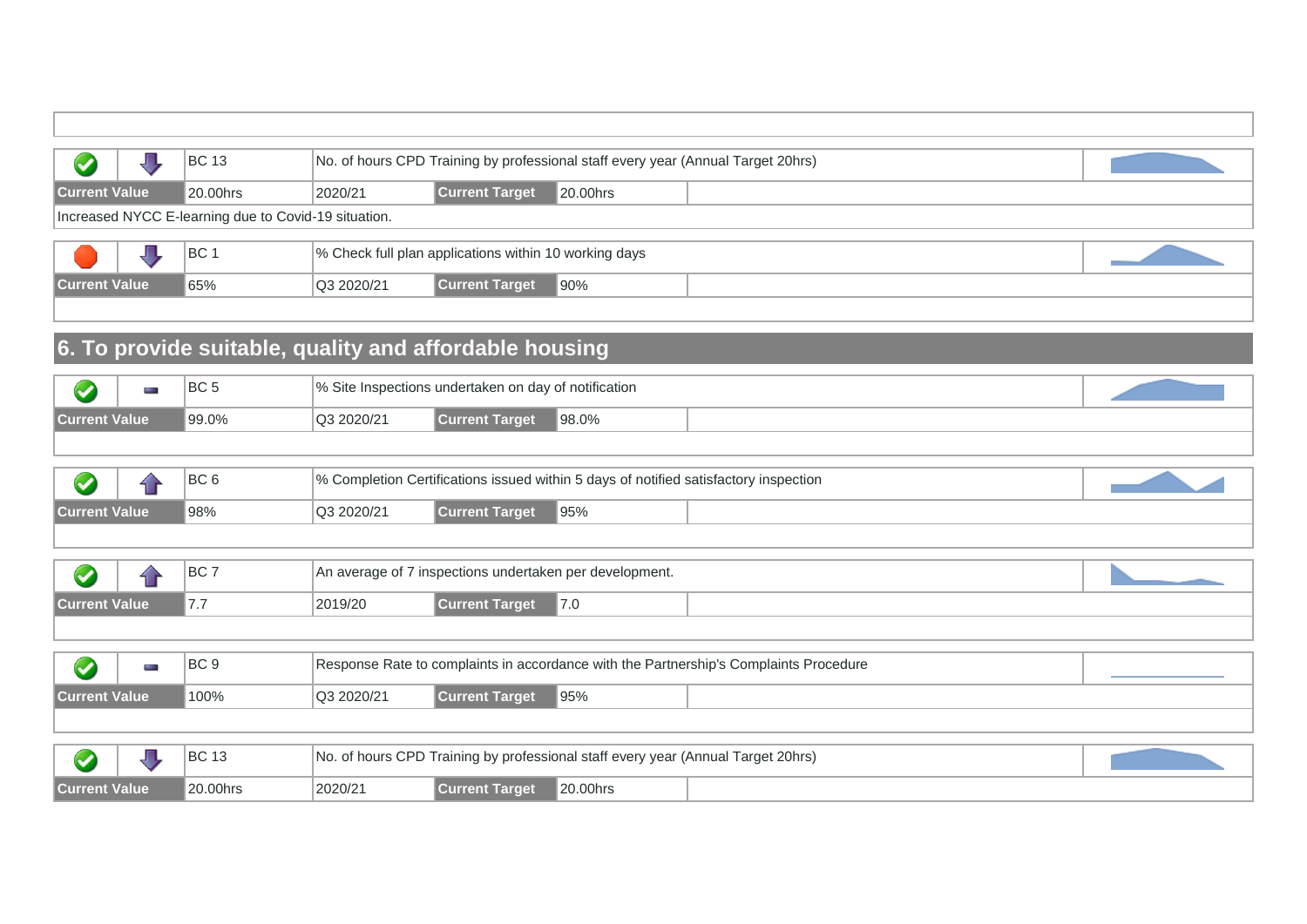| | | | | | |
|---|---|---|---|---|---|
| | | BC 13 | No. of hours CPD Training by professional staff every year (Annual Target 20hrs) | | |
| Current Value | 20.00hrs | 2020/21 | Current Target | 20.00hrs | |

Increased NYCC E-learning due to Covid-19 situation.

| | | | | | |
|---|---|---|---|---|---|
| | | BC 1 | % Check full plan applications within 10 working days | | |
| Current Value | 65% | Q3 2020/21 | Current Target | 90% | |

## 6. To provide suitable, quality and affordable housing

| | | | | | |
|---|---|---|---|---|---|
| | | BC 5 | % Site Inspections undertaken on day of notification | | |
| Current Value | 99.0% | Q3 2020/21 | Current Target | 98.0% | |

| | | | | | |
|---|---|---|---|---|---|
| | | BC 6 | % Completion Certifications issued within 5 days of notified satisfactory inspection | | |
| Current Value | 98% | Q3 2020/21 | Current Target | 95% | |

| | | | | | |
|---|---|---|---|---|---|
| | | BC 7 | An average of 7 inspections undertaken per development. | | |
| Current Value | 7.7 | 2019/20 | Current Target | 7.0 | |

| | | | | | |
|---|---|---|---|---|---|
| | | BC 9 | Response Rate to complaints in accordance with the Partnership's Complaints Procedure | | |
| Current Value | 100% | Q3 2020/21 | Current Target | 95% | |

| | | | | | |
|---|---|---|---|---|---|
| | | BC 13 | No. of hours CPD Training by professional staff every year (Annual Target 20hrs) | | |
| Current Value | 20.00hrs | 2020/21 | Current Target | 20.00hrs | |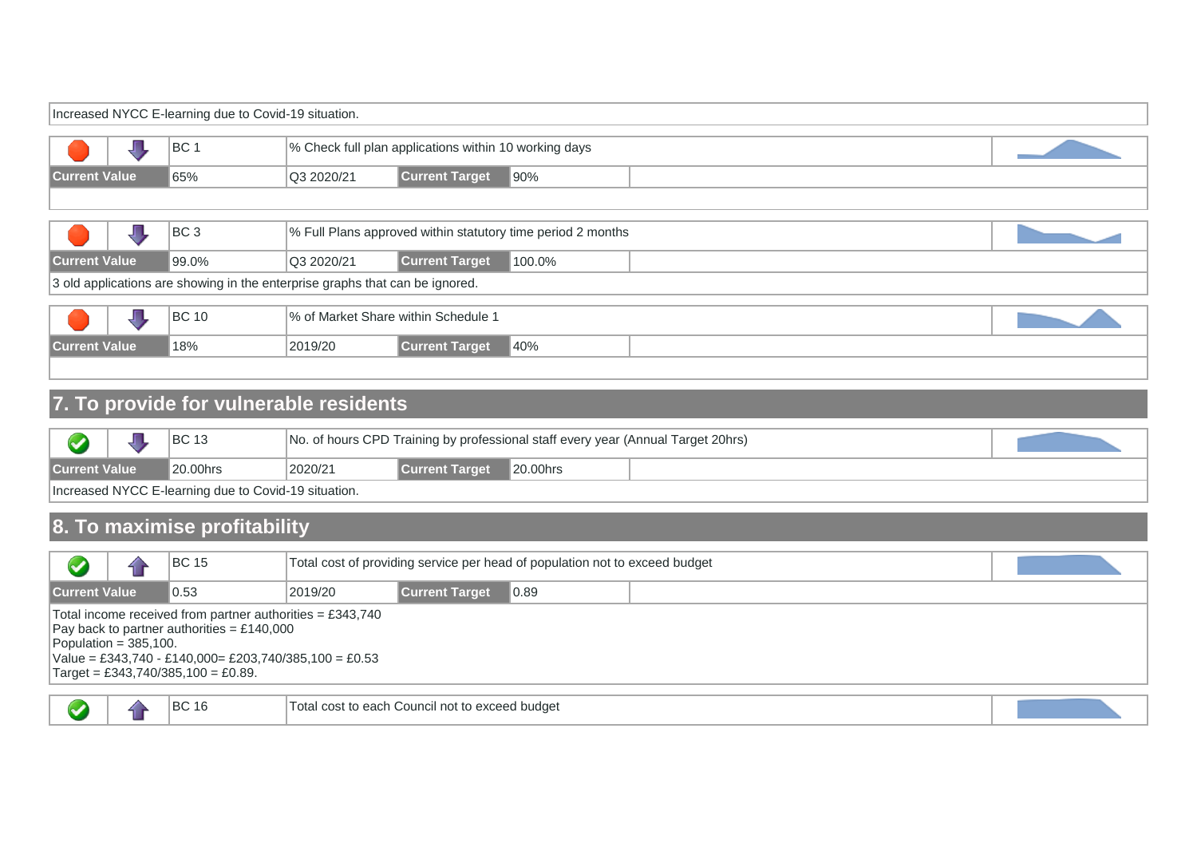Increased NYCC E-learning due to Covid-19 situation.

| | | | | | |
|---|---|---|---|---|---|
| | | BC 1 | % Check full plan applications within 10 working days | | |
| **Current Value** | | 65% | Q3 2020/21 | **Current Target** | 90% |

| | | | | | |
|---|---|---|---|---|---|
| | | BC 3 | % Full Plans approved within statutory time period 2 months | | |
| **Current Value** | | 99.0% | Q3 2020/21 | **Current Target** | 100.0% |

3 old applications are showing in the enterprise graphs that can be ignored.

| | | | | | |
|---|---|---|---|---|---|
| | | BC 10 | % of Market Share within Schedule 1 | | |
| **Current Value** | | 18% | 2019/20 | **Current Target** | 40% |

## 7. To provide for vulnerable residents

| | | | | | |
|---|---|---|---|---|---|
| | | BC 13 | No. of hours CPD Training by professional staff every year (Annual Target 20hrs) | | |
| **Current Value** | | 20.00hrs | 2020/21 | **Current Target** | 20.00hrs |

Increased NYCC E-learning due to Covid-19 situation.

## 8. To maximise profitability

| | | | | | |
|---|---|---|---|---|---|
| | | BC 15 | Total cost of providing service per head of population not to exceed budget | | |
| **Current Value** | | 0.53 | 2019/20 | **Current Target** | 0.89 |

Total income received from partner authorities = £343,740
Pay back to partner authorities = £140,000
Population = 385,100.
Value = £343,740 - £140,000= £203,740/385,100 = £0.53
Target = £343,740/385,100 = £0.89.

| | | | |
|---|---|---|---|
| | | BC 16 | Total cost to each Council not to exceed budget |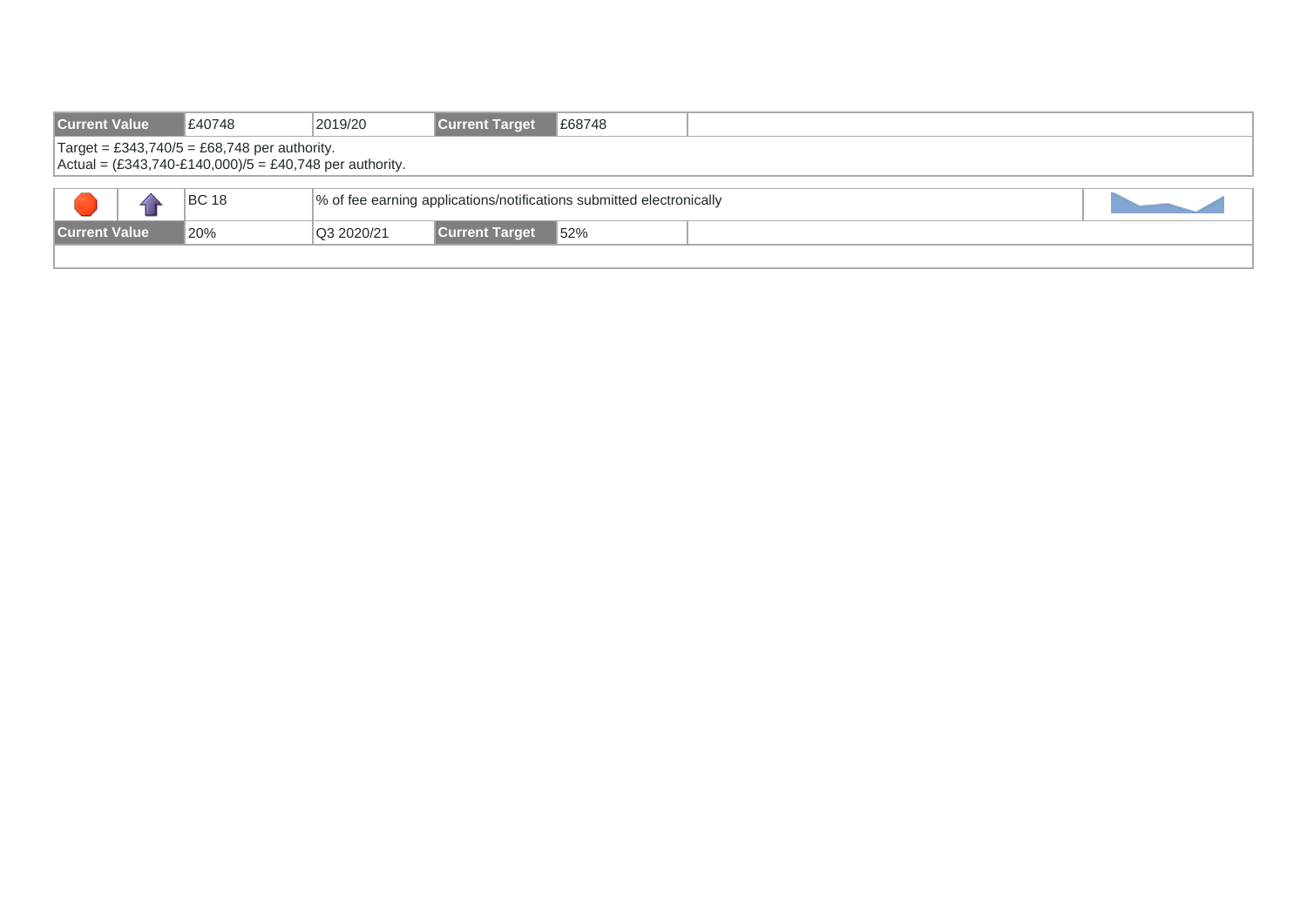| | | | | | |
|---|---|---|---|---|---|
| **Current Value** | £40748 | 2019/20 | **Current Target** | £68748 | |

Target = £343,740/5 = £68,748 per authority.
Actual = (£343,740-£140,000)/5 = £40,748 per authority.

| | | | | | |
|---|---|---|---|---|---|
| | | BC 18 | % of fee earning applications/notifications submitted electronically | | |
| **Current Value** | 20% | Q3 2020/21 | **Current Target** | 52% | |